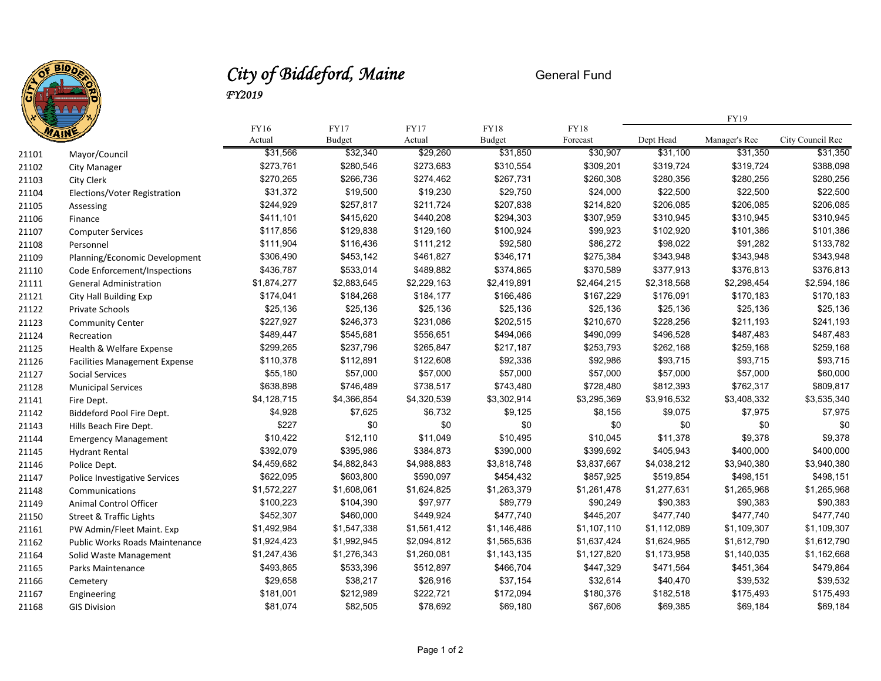# City of Biddeford, Maine

*FY2019*

General Fund

| | | FY16 | FY17 | FY17 | FY18 | FY18 | FY19 | | |
|---|---|---|---|---|---|---|---|---|---|
| | | Actual | Budget | Actual | Budget | Forecast | Dept Head | Manager's Rec | City Council Rec |
| 21101 | Mayor/Council | $31,566 | $32,340 | $29,260 | $31,850 | $30,907 | $31,100 | $31,350 | $31,350 |
| 21102 | City Manager | $273,761 | $280,546 | $273,683 | $310,554 | $309,201 | $319,724 | $319,724 | $388,098 |
| 21103 | City Clerk | $270,265 | $266,736 | $274,462 | $267,731 | $260,308 | $280,356 | $280,256 | $280,256 |
| 21104 | Elections/Voter Registration | $31,372 | $19,500 | $19,230 | $29,750 | $24,000 | $22,500 | $22,500 | $22,500 |
| 21105 | Assessing | $244,929 | $257,817 | $211,724 | $207,838 | $214,820 | $206,085 | $206,085 | $206,085 |
| 21106 | Finance | $411,101 | $415,620 | $440,208 | $294,303 | $307,959 | $310,945 | $310,945 | $310,945 |
| 21107 | Computer Services | $117,856 | $129,838 | $129,160 | $100,924 | $99,923 | $102,920 | $101,386 | $101,386 |
| 21108 | Personnel | $111,904 | $116,436 | $111,212 | $92,580 | $86,272 | $98,022 | $91,282 | $133,782 |
| 21109 | Planning/Economic Development | $306,490 | $453,142 | $461,827 | $346,171 | $275,384 | $343,948 | $343,948 | $343,948 |
| 21110 | Code Enforcement/Inspections | $436,787 | $533,014 | $489,882 | $374,865 | $370,589 | $377,913 | $376,813 | $376,813 |
| 21111 | General Administration | $1,874,277 | $2,883,645 | $2,229,163 | $2,419,891 | $2,464,215 | $2,318,568 | $2,298,454 | $2,594,186 |
| 21121 | City Hall Building Exp | $174,041 | $184,268 | $184,177 | $166,486 | $167,229 | $176,091 | $170,183 | $170,183 |
| 21122 | Private Schools | $25,136 | $25,136 | $25,136 | $25,136 | $25,136 | $25,136 | $25,136 | $25,136 |
| 21123 | Community Center | $227,927 | $246,373 | $231,086 | $202,515 | $210,670 | $228,256 | $211,193 | $241,193 |
| 21124 | Recreation | $489,447 | $545,681 | $556,651 | $494,066 | $490,099 | $496,528 | $487,483 | $487,483 |
| 21125 | Health & Welfare Expense | $299,265 | $237,796 | $265,847 | $217,187 | $253,793 | $262,168 | $259,168 | $259,168 |
| 21126 | Facilities Management Expense | $110,378 | $112,891 | $122,608 | $92,336 | $92,986 | $93,715 | $93,715 | $93,715 |
| 21127 | Social Services | $55,180 | $57,000 | $57,000 | $57,000 | $57,000 | $57,000 | $57,000 | $60,000 |
| 21128 | Municipal Services | $638,898 | $746,489 | $738,517 | $743,480 | $728,480 | $812,393 | $762,317 | $809,817 |
| 21141 | Fire Dept. | $4,128,715 | $4,366,854 | $4,320,539 | $3,302,914 | $3,295,369 | $3,916,532 | $3,408,332 | $3,535,340 |
| 21142 | Biddeford Pool Fire Dept. | $4,928 | $7,625 | $6,732 | $9,125 | $8,156 | $9,075 | $7,975 | $7,975 |
| 21143 | Hills Beach Fire Dept. | $227 | $0 | $0 | $0 | $0 | $0 | $0 | $0 |
| 21144 | Emergency Management | $10,422 | $12,110 | $11,049 | $10,495 | $10,045 | $11,378 | $9,378 | $9,378 |
| 21145 | Hydrant Rental | $392,079 | $395,986 | $384,873 | $390,000 | $399,692 | $405,943 | $400,000 | $400,000 |
| 21146 | Police Dept. | $4,459,682 | $4,882,843 | $4,988,883 | $3,818,748 | $3,837,667 | $4,038,212 | $3,940,380 | $3,940,380 |
| 21147 | Police Investigative Services | $622,095 | $603,800 | $590,097 | $454,432 | $857,925 | $519,854 | $498,151 | $498,151 |
| 21148 | Communications | $1,572,227 | $1,608,061 | $1,624,825 | $1,263,379 | $1,261,478 | $1,277,631 | $1,265,968 | $1,265,968 |
| 21149 | Animal Control Officer | $100,223 | $104,390 | $97,977 | $89,779 | $90,249 | $90,383 | $90,383 | $90,383 |
| 21150 | Street & Traffic Lights | $452,307 | $460,000 | $449,924 | $477,740 | $445,207 | $477,740 | $477,740 | $477,740 |
| 21161 | PW Admin/Fleet Maint. Exp | $1,492,984 | $1,547,338 | $1,561,412 | $1,146,486 | $1,107,110 | $1,112,089 | $1,109,307 | $1,109,307 |
| 21162 | Public Works Roads Maintenance | $1,924,423 | $1,992,945 | $2,094,812 | $1,565,636 | $1,637,424 | $1,624,965 | $1,612,790 | $1,612,790 |
| 21164 | Solid Waste Management | $1,247,436 | $1,276,343 | $1,260,081 | $1,143,135 | $1,127,820 | $1,173,958 | $1,140,035 | $1,162,668 |
| 21165 | Parks Maintenance | $493,865 | $533,396 | $512,897 | $466,704 | $447,329 | $471,564 | $451,364 | $479,864 |
| 21166 | Cemetery | $29,658 | $38,217 | $26,916 | $37,154 | $32,614 | $40,470 | $39,532 | $39,532 |
| 21167 | Engineering | $181,001 | $212,989 | $222,721 | $172,094 | $180,376 | $182,518 | $175,493 | $175,493 |
| 21168 | GIS Division | $81,074 | $82,505 | $78,692 | $69,180 | $67,606 | $69,385 | $69,184 | $69,184 |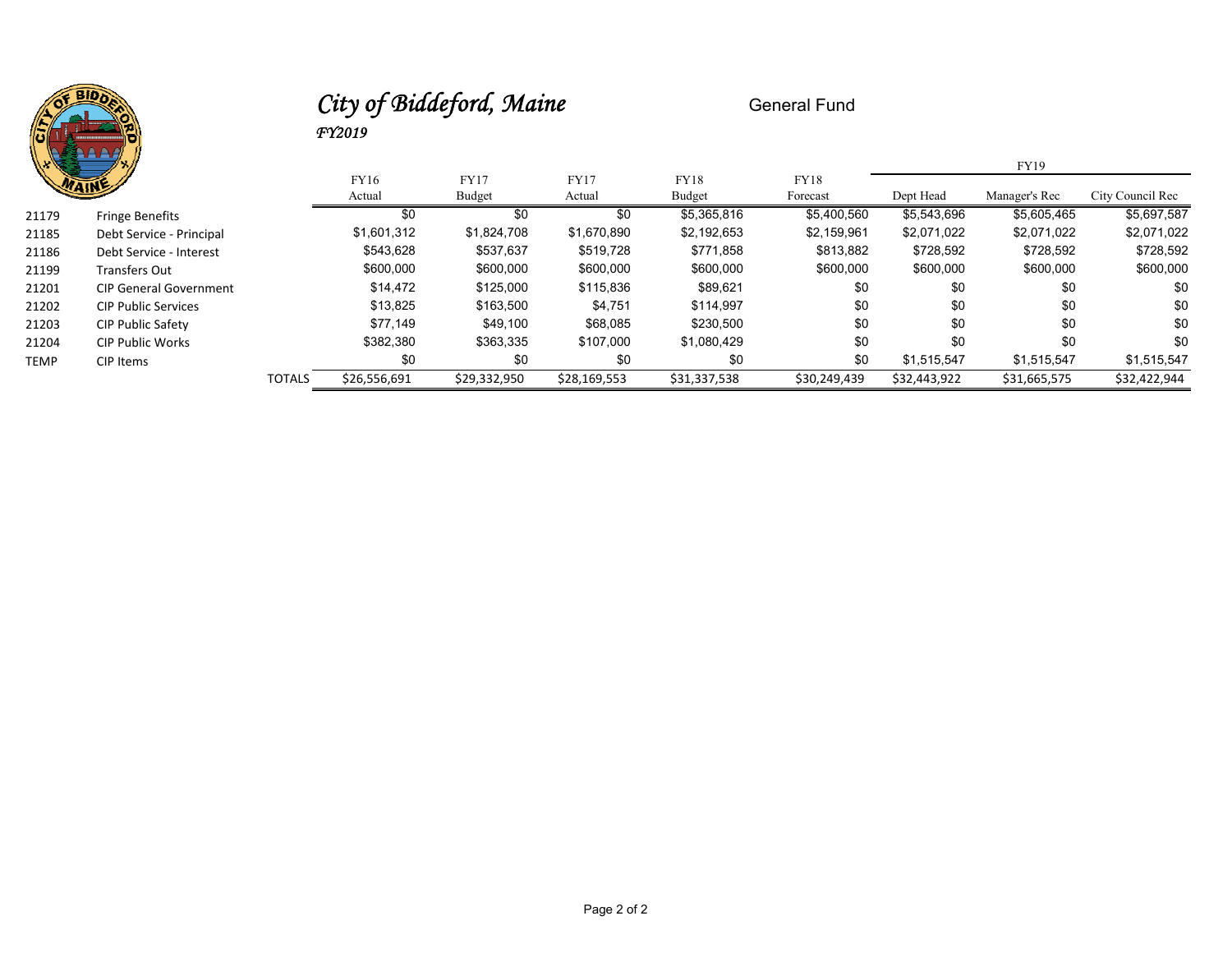# *City of Biddeford, Maine*

*FY2019*

General Fund

| | | FY16 | FY17 | FY17 | FY18 | FY18 | FY19 | | |
|---|---|---|---|---|---|---|---|---|---|
| | | Actual | Budget | Actual | Budget | Forecast | Dept Head | Manager's Rec | City Council Rec |
| 21179 | Fringe Benefits | $0 | $0 | $0 | $5,365,816 | $5,400,560 | $5,543,696 | $5,605,465 | $5,697,587 |
| 21185 | Debt Service - Principal | $1,601,312 | $1,824,708 | $1,670,890 | $2,192,653 | $2,159,961 | $2,071,022 | $2,071,022 | $2,071,022 |
| 21186 | Debt Service - Interest | $543,628 | $537,637 | $519,728 | $771,858 | $813,882 | $728,592 | $728,592 | $728,592 |
| 21199 | Transfers Out | $600,000 | $600,000 | $600,000 | $600,000 | $600,000 | $600,000 | $600,000 | $600,000 |
| 21201 | CIP General Government | $14,472 | $125,000 | $115,836 | $89,621 | $0 | $0 | $0 | $0 |
| 21202 | CIP Public Services | $13,825 | $163,500 | $4,751 | $114,997 | $0 | $0 | $0 | $0 |
| 21203 | CIP Public Safety | $77,149 | $49,100 | $68,085 | $230,500 | $0 | $0 | $0 | $0 |
| 21204 | CIP Public Works | $382,380 | $363,335 | $107,000 | $1,080,429 | $0 | $0 | $0 | $0 |
| TEMP | CIP Items | $0 | $0 | $0 | $0 | $0 | $1,515,547 | $1,515,547 | $1,515,547 |
| | TOTALS | $26,556,691 | $29,332,950 | $28,169,553 | $31,337,538 | $30,249,439 | $32,443,922 | $31,665,575 | $32,422,944 |